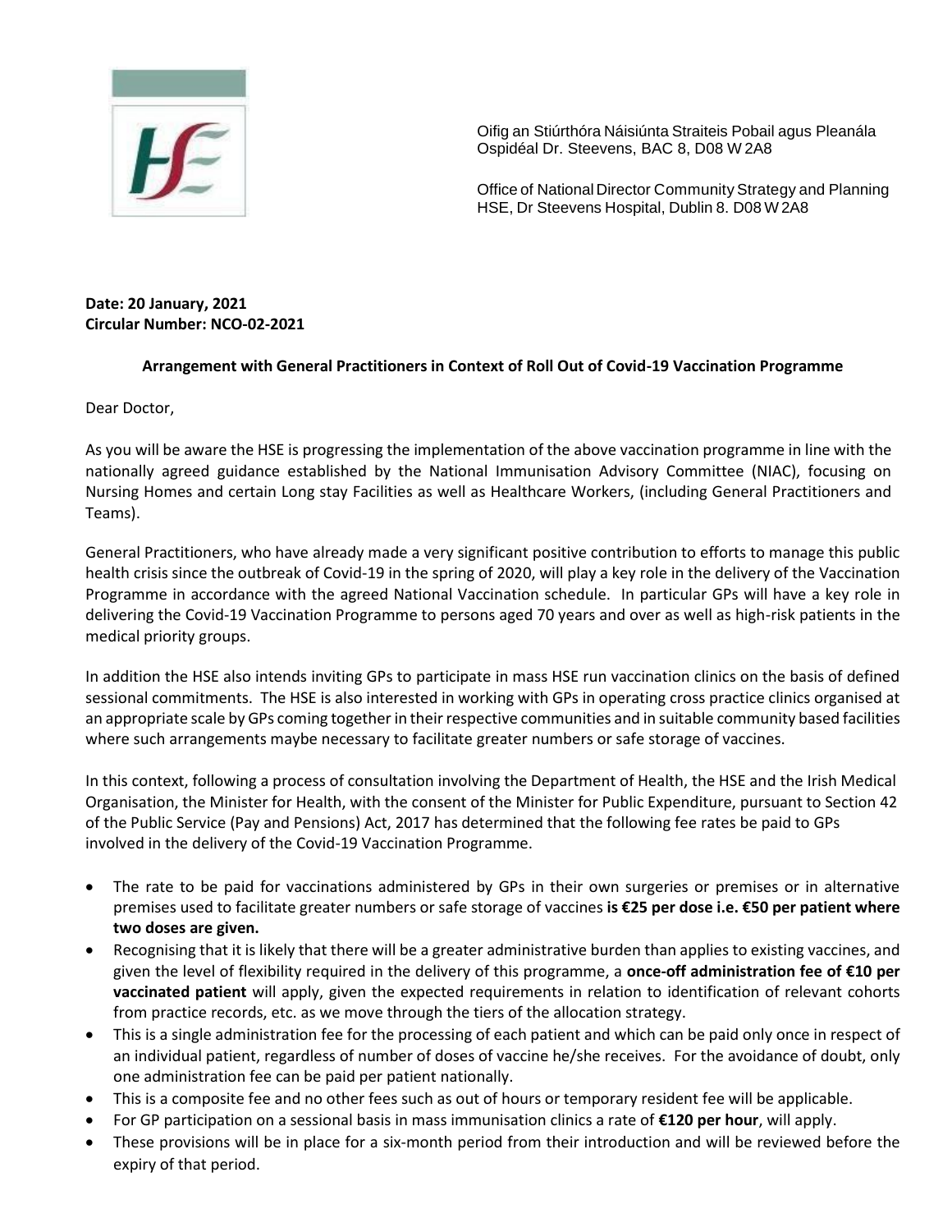Oifig an Stiúrthóra Náisiúnta Straiteis Pobail agus Pleanála
Ospidéal Dr. Steevens, BAC 8, D08 W2A8

Office of National Director Community Strategy and Planning
HSE, Dr Steevens Hospital, Dublin 8. D08 W2A8

**Date: 20 January, 2021**
**Circular Number: NCO-02-2021**

**Arrangement with General Practitioners in Context of Roll Out of Covid-19 Vaccination Programme**

Dear Doctor,

As you will be aware the HSE is progressing the implementation of the above vaccination programme in line with the nationally agreed guidance established by the National Immunisation Advisory Committee (NIAC), focusing on Nursing Homes and certain Long stay Facilities as well as Healthcare Workers, (including General Practitioners and Teams).

General Practitioners, who have already made a very significant positive contribution to efforts to manage this public health crisis since the outbreak of Covid-19 in the spring of 2020, will play a key role in the delivery of the Vaccination Programme in accordance with the agreed National Vaccination schedule. In particular GPs will have a key role in delivering the Covid-19 Vaccination Programme to persons aged 70 years and over as well as high-risk patients in the medical priority groups.

In addition the HSE also intends inviting GPs to participate in mass HSE run vaccination clinics on the basis of defined sessional commitments. The HSE is also interested in working with GPs in operating cross practice clinics organised at an appropriate scale by GPs coming together in their respective communities and in suitable community based facilities where such arrangements maybe necessary to facilitate greater numbers or safe storage of vaccines.

In this context, following a process of consultation involving the Department of Health, the HSE and the Irish Medical Organisation, the Minister for Health, with the consent of the Minister for Public Expenditure, pursuant to Section 42 of the Public Service (Pay and Pensions) Act, 2017 has determined that the following fee rates be paid to GPs involved in the delivery of the Covid-19 Vaccination Programme.

- The rate to be paid for vaccinations administered by GPs in their own surgeries or premises or in alternative premises used to facilitate greater numbers or safe storage of vaccines **is €25 per dose i.e. €50 per patient where two doses are given.**
- Recognising that it is likely that there will be a greater administrative burden than applies to existing vaccines, and given the level of flexibility required in the delivery of this programme, a **once-off administration fee of €10 per vaccinated patient** will apply, given the expected requirements in relation to identification of relevant cohorts from practice records, etc. as we move through the tiers of the allocation strategy.
- This is a single administration fee for the processing of each patient and which can be paid only once in respect of an individual patient, regardless of number of doses of vaccine he/she receives. For the avoidance of doubt, only one administration fee can be paid per patient nationally.
- This is a composite fee and no other fees such as out of hours or temporary resident fee will be applicable.
- For GP participation on a sessional basis in mass immunisation clinics a rate of **€120 per hour**, will apply.
- These provisions will be in place for a six-month period from their introduction and will be reviewed before the expiry of that period.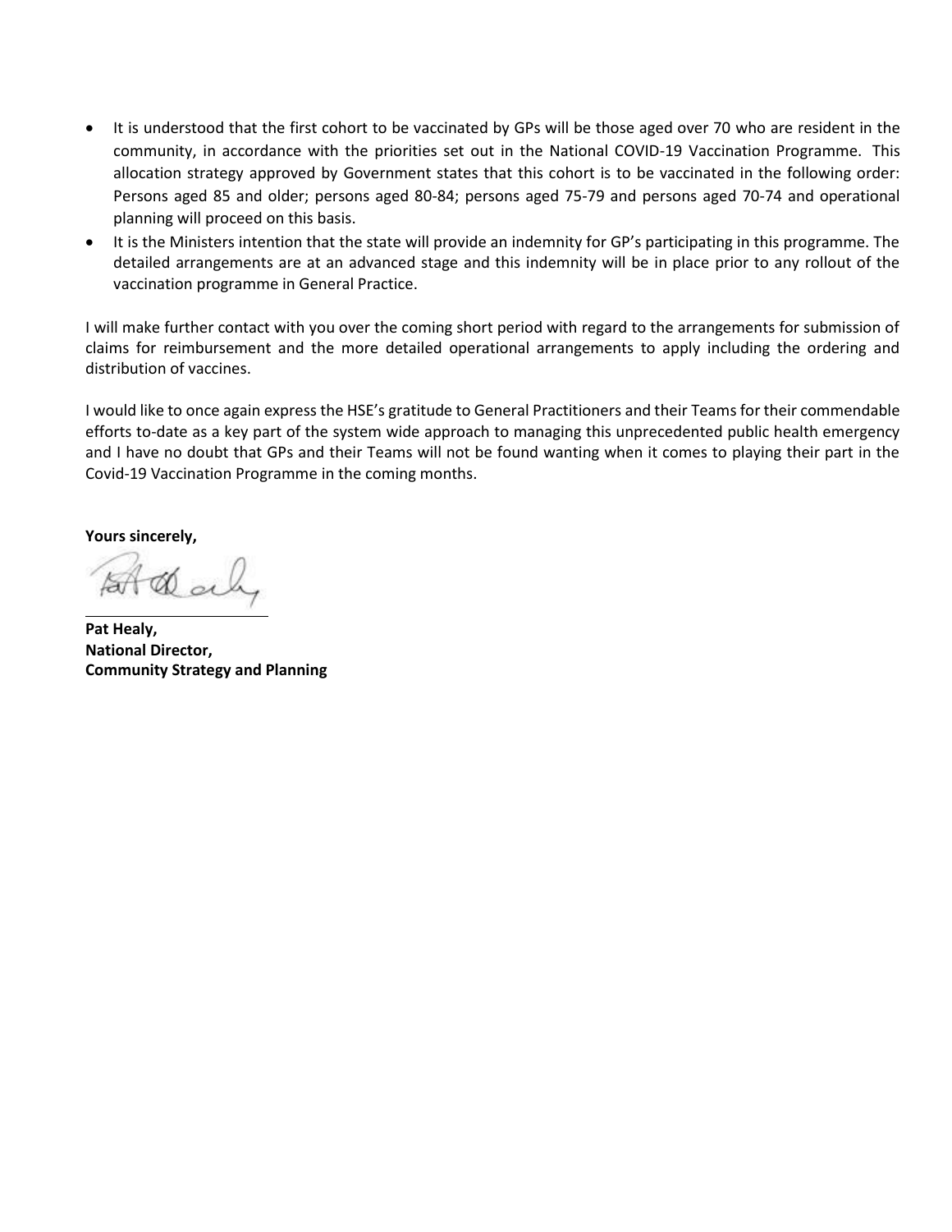- It is understood that the first cohort to be vaccinated by GPs will be those aged over 70 who are resident in the community, in accordance with the priorities set out in the National COVID-19 Vaccination Programme. This allocation strategy approved by Government states that this cohort is to be vaccinated in the following order: Persons aged 85 and older; persons aged 80-84; persons aged 75-79 and persons aged 70-74 and operational planning will proceed on this basis.
- It is the Ministers intention that the state will provide an indemnity for GP's participating in this programme. The detailed arrangements are at an advanced stage and this indemnity will be in place prior to any rollout of the vaccination programme in General Practice.

I will make further contact with you over the coming short period with regard to the arrangements for submission of claims for reimbursement and the more detailed operational arrangements to apply including the ordering and distribution of vaccines.

I would like to once again express the HSE's gratitude to General Practitioners and their Teams for their commendable efforts to-date as a key part of the system wide approach to managing this unprecedented public health emergency and I have no doubt that GPs and their Teams will not be found wanting when it comes to playing their part in the Covid-19 Vaccination Programme in the coming months.

**Yours sincerely,**

**Pat Healy,**
**National Director,**
**Community Strategy and Planning**